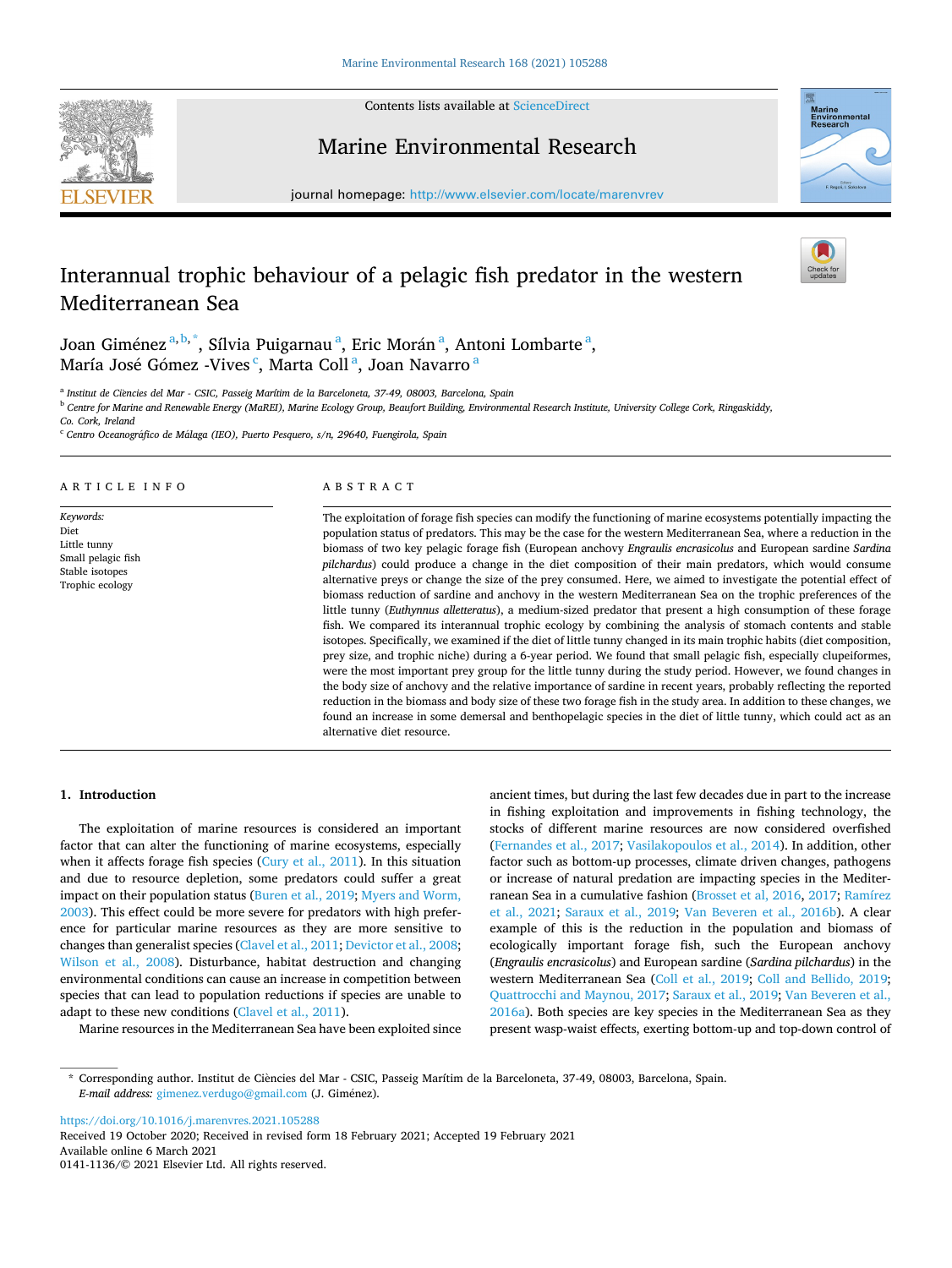# Interannual trophic behaviour of a pelagic fish predator in the western Mediterranean Sea

Joan Giménez [a,b,*], Sílvia Puigarnau [a], Eric Morán [a], Antoni Lombarte [a], María José Gómez -Vives [c], Marta Coll [a], Joan Navarro [a]

[a] Institut de Ciències del Mar - CSIC, Passeig Marítim de la Barceloneta, 37-49, 08003, Barcelona, Spain

[b] Centre for Marine and Renewable Energy (MaREI), Marine Ecology Group, Beaufort Building, Environmental Research Institute, University College Cork, Ringaskiddy, Co. Cork, Ireland

[c] Centro Oceanográfico de Málaga (IEO), Puerto Pesquero, s/n, 29640, Fuengirola, Spain

**ARTICLE INFO**

*Keywords:*
Diet
Little tunny
Small pelagic fish
Stable isotopes
Trophic ecology

**ABSTRACT**

The exploitation of forage fish species can modify the functioning of marine ecosystems potentially impacting the population status of predators. This may be the case for the western Mediterranean Sea, where a reduction in the biomass of two key pelagic forage fish (European anchovy *Engraulis encrasicolus* and European sardine *Sardina pilchardus*) could produce a change in the diet composition of their main predators, which would consume alternative preys or change the size of the prey consumed. Here, we aimed to investigate the potential effect of biomass reduction of sardine and anchovy in the western Mediterranean Sea on the trophic preferences of the little tunny (*Euthynnus alletteratus*), a medium-sized predator that present a high consumption of these forage fish. We compared its interannual trophic ecology by combining the analysis of stomach contents and stable isotopes. Specifically, we examined if the diet of little tunny changed in its main trophic habits (diet composition, prey size, and trophic niche) during a 6-year period. We found that small pelagic fish, especially clupeiformes, were the most important prey group for the little tunny during the study period. However, we found changes in the body size of anchovy and the relative importance of sardine in recent years, probably reflecting the reported reduction in the biomass and body size of these two forage fish in the study area. In addition to these changes, we found an increase in some demersal and benthopelagic species in the diet of little tunny, which could act as an alternative diet resource.

## 1. Introduction

The exploitation of marine resources is considered an important factor that can alter the functioning of marine ecosystems, especially when it affects forage fish species (Cury et al., 2011). In this situation and due to resource depletion, some predators could suffer a great impact on their population status (Buren et al., 2019; Myers and Worm, 2003). This effect could be more severe for predators with high preference for particular marine resources as they are more sensitive to changes than generalist species (Clavel et al., 2011; Devictor et al., 2008; Wilson et al., 2008). Disturbance, habitat destruction and changing environmental conditions can cause an increase in competition between species that can lead to population reductions if species are unable to adapt to these new conditions (Clavel et al., 2011).

Marine resources in the Mediterranean Sea have been exploited since ancient times, but during the last few decades due in part to the increase in fishing exploitation and improvements in fishing technology, the stocks of different marine resources are now considered overfished (Fernandes et al., 2017; Vasilakopoulos et al., 2014). In addition, other factor such as bottom-up processes, climate driven changes, pathogens or increase of natural predation are impacting species in the Mediterranean Sea in a cumulative fashion (Brosset et al, 2016, 2017; Ramírez et al., 2021; Saraux et al., 2019; Van Beveren et al., 2016b). A clear example of this is the reduction in the population and biomass of ecologically important forage fish, such the European anchovy (*Engraulis encrasicolus*) and European sardine (*Sardina pilchardus*) in the western Mediterranean Sea (Coll et al., 2019; Coll and Bellido, 2019; Quattrocchi and Maynou, 2017; Saraux et al., 2019; Van Beveren et al., 2016a). Both species are key species in the Mediterranean Sea as they present wasp-waist effects, exerting bottom-up and top-down control of

* Corresponding author. Institut de Ciències del Mar - CSIC, Passeig Marítim de la Barceloneta, 37-49, 08003, Barcelona, Spain.
*E-mail address:* gimenez.verdugo@gmail.com (J. Giménez).

https://doi.org/10.1016/j.marenvres.2021.105288
Received 19 October 2020; Received in revised form 18 February 2021; Accepted 19 February 2021
Available online 6 March 2021
0141-1136/© 2021 Elsevier Ltd. All rights reserved.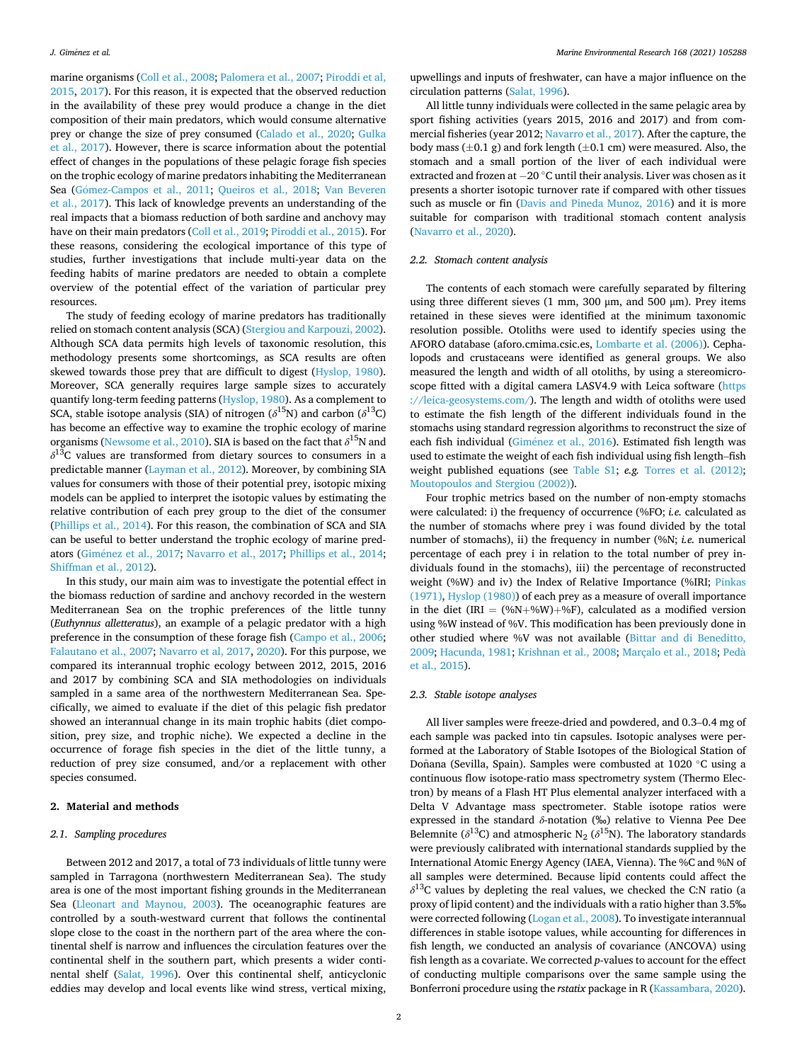marine organisms (Coll et al., 2008; Palomera et al., 2007; Piroddi et al, 2015, 2017). For this reason, it is expected that the observed reduction in the availability of these prey would produce a change in the diet composition of their main predators, which would consume alternative prey or change the size of prey consumed (Calado et al., 2020; Gulka et al., 2017). However, there is scarce information about the potential effect of changes in the populations of these pelagic forage fish species on the trophic ecology of marine predators inhabiting the Mediterranean Sea (Gómez-Campos et al., 2011; Queiros et al., 2018; Van Beveren et al., 2017). This lack of knowledge prevents an understanding of the real impacts that a biomass reduction of both sardine and anchovy may have on their main predators (Coll et al., 2019; Piroddi et al., 2015). For these reasons, considering the ecological importance of this type of studies, further investigations that include multi-year data on the feeding habits of marine predators are needed to obtain a complete overview of the potential effect of the variation of particular prey resources.

The study of feeding ecology of marine predators has traditionally relied on stomach content analysis (SCA) (Stergiou and Karpouzi, 2002). Although SCA data permits high levels of taxonomic resolution, this methodology presents some shortcomings, as SCA results are often skewed towards those prey that are difficult to digest (Hyslop, 1980). Moreover, SCA generally requires large sample sizes to accurately quantify long-term feeding patterns (Hyslop, 1980). As a complement to SCA, stable isotope analysis (SIA) of nitrogen ($\delta^{15}$N) and carbon ($\delta^{13}$C) has become an effective way to examine the trophic ecology of marine organisms (Newsome et al., 2010). SIA is based on the fact that $\delta^{15}$N and $\delta^{13}$C values are transformed from dietary sources to consumers in a predictable manner (Layman et al., 2012). Moreover, by combining SIA values for consumers with those of their potential prey, isotopic mixing models can be applied to interpret the isotopic values by estimating the relative contribution of each prey group to the diet of the consumer (Phillips et al., 2014). For this reason, the combination of SCA and SIA can be useful to better understand the trophic ecology of marine predators (Giménez et al., 2017; Navarro et al., 2017; Phillips et al., 2014; Shiffman et al., 2012).

In this study, our main aim was to investigate the potential effect in the biomass reduction of sardine and anchovy recorded in the western Mediterranean Sea on the trophic preferences of the little tunny (*Euthynnus alletteratus*), an example of a pelagic predator with a high preference in the consumption of these forage fish (Campo et al., 2006; Falautano et al., 2007; Navarro et al, 2017, 2020). For this purpose, we compared its interannual trophic ecology between 2012, 2015, 2016 and 2017 by combining SCA and SIA methodologies on individuals sampled in a same area of the northwestern Mediterranean Sea. Specifically, we aimed to evaluate if the diet of this pelagic fish predator showed an interannual change in its main trophic habits (diet composition, prey size, and trophic niche). We expected a decline in the occurrence of forage fish species in the diet of the little tunny, a reduction of prey size consumed, and/or a replacement with other species consumed.

## 2. Material and methods

### 2.1. Sampling procedures

Between 2012 and 2017, a total of 73 individuals of little tunny were sampled in Tarragona (northwestern Mediterranean Sea). The study area is one of the most important fishing grounds in the Mediterranean Sea (Lleonart and Maynou, 2003). The oceanographic features are controlled by a south-westward current that follows the continental slope close to the coast in the northern part of the area where the continental shelf is narrow and influences the circulation features over the continental shelf in the southern part, which presents a wider continental shelf (Salat, 1996). Over this continental shelf, anticyclonic eddies may develop and local events like wind stress, vertical mixing, upwellings and inputs of freshwater, can have a major influence on the circulation patterns (Salat, 1996).

All little tunny individuals were collected in the same pelagic area by sport fishing activities (years 2015, 2016 and 2017) and from commercial fisheries (year 2012; Navarro et al., 2017). After the capture, the body mass (±0.1 g) and fork length (±0.1 cm) were measured. Also, the stomach and a small portion of the liver of each individual were extracted and frozen at −20 °C until their analysis. Liver was chosen as it presents a shorter isotopic turnover rate if compared with other tissues such as muscle or fin (Davis and Pineda Munoz, 2016) and it is more suitable for comparison with traditional stomach content analysis (Navarro et al., 2020).

### 2.2. Stomach content analysis

The contents of each stomach were carefully separated by filtering using three different sieves (1 mm, 300 μm, and 500 μm). Prey items retained in these sieves were identified at the minimum taxonomic resolution possible. Otoliths were used to identify species using the AFORO database (aforo.cmima.csic.es, Lombarte et al. (2006)). Cephalopods and crustaceans were identified as general groups. We also measured the length and width of all otoliths, by using a stereomicroscope fitted with a digital camera LASV4.9 with Leica software (https://leica-geosystems.com/). The length and width of otoliths were used to estimate the fish length of the different individuals found in the stomachs using standard regression algorithms to reconstruct the size of each fish individual (Giménez et al., 2016). Estimated fish length was used to estimate the weight of each fish individual using fish length–fish weight published equations (see Table S1; *e.g.* Torres et al. (2012); Moutopoulos and Stergiou (2002)).

Four trophic metrics based on the number of non-empty stomachs were calculated: i) the frequency of occurrence (%FO; *i.e.* calculated as the number of stomachs where prey i was found divided by the total number of stomachs), ii) the frequency in number (%N; *i.e.* numerical percentage of each prey i in relation to the total number of prey individuals found in the stomachs), iii) the percentage of reconstructed weight (%W) and iv) the Index of Relative Importance (%IRI; Pinkas (1971), Hyslop (1980)) of each prey as a measure of overall importance in the diet (IRI = (%N+%W)+%F), calculated as a modified version using %W instead of %V. This modification has been previously done in other studied where %V was not available (Bittar and di Beneditto, 2009; Hacunda, 1981; Krishnan et al., 2008; Marçalo et al., 2018; Pedà et al., 2015).

### 2.3. Stable isotope analyses

All liver samples were freeze-dried and powdered, and 0.3–0.4 mg of each sample was packed into tin capsules. Isotopic analyses were performed at the Laboratory of Stable Isotopes of the Biological Station of Doñana (Sevilla, Spain). Samples were combusted at 1020 °C using a continuous flow isotope-ratio mass spectrometry system (Thermo Electron) by means of a Flash HT Plus elemental analyzer interfaced with a Delta V Advantage mass spectrometer. Stable isotope ratios were expressed in the standard δ-notation (‰) relative to Vienna Pee Dee Belemnite ($\delta^{13}$C) and atmospheric $N_2$ ($\delta^{15}$N). The laboratory standards were previously calibrated with international standards supplied by the International Atomic Energy Agency (IAEA, Vienna). The %C and %N of all samples were determined. Because lipid contents could affect the $\delta^{13}$C values by depleting the real values, we checked the C:N ratio (a proxy of lipid content) and the individuals with a ratio higher than 3.5‰ were corrected following (Logan et al., 2008). To investigate interannual differences in stable isotope values, while accounting for differences in fish length, we conducted an analysis of covariance (ANCOVA) using fish length as a covariate. We corrected *p*-values to account for the effect of conducting multiple comparisons over the same sample using the Bonferroni procedure using the *rstatix* package in R (Kassambara, 2020).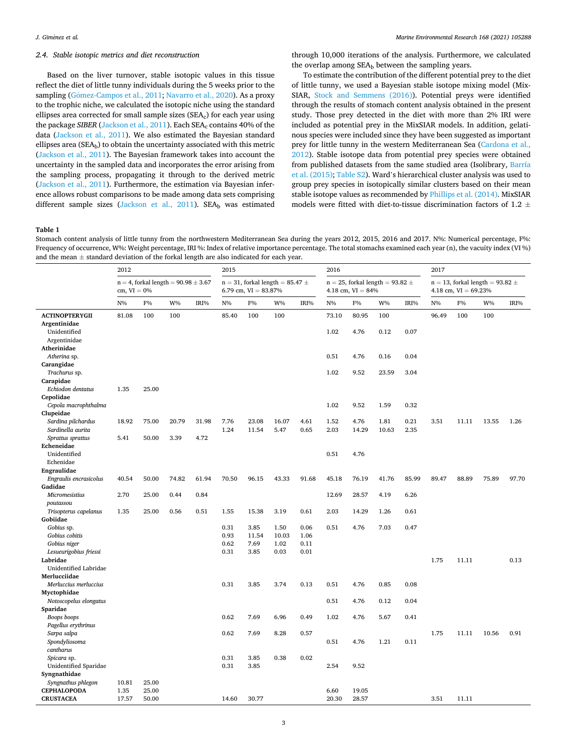### 2.4. Stable isotopic metrics and diet reconstruction

Based on the liver turnover, stable isotopic values in this tissue reflect the diet of little tunny individuals during the 5 weeks prior to the sampling (Gómez-Campos et al., 2011; Navarro et al., 2020). As a proxy to the trophic niche, we calculated the isotopic niche using the standard ellipses area corrected for small sample sizes ($SEA_c$) for each year using the package *SIBER* (Jackson et al., 2011). Each $SEA_c$ contains 40% of the data (Jackson et al., 2011). We also estimated the Bayesian standard ellipses area ($SEA_b$) to obtain the uncertainty associated with this metric (Jackson et al., 2011). The Bayesian framework takes into account the uncertainty in the sampled data and incorporates the error arising from the sampling process, propagating it through to the derived metric (Jackson et al., 2011). Furthermore, the estimation via Bayesian inference allows robust comparisons to be made among data sets comprising different sample sizes (Jackson et al., 2011). $SEA_b$ was estimated through 10,000 iterations of the analysis. Furthermore, we calculated the overlap among $SEA_b$ between the sampling years.

To estimate the contribution of the different potential prey to the diet of little tunny, we used a Bayesian stable isotope mixing model (MixSIAR, Stock and Semmens (2016)). Potential preys were identified through the results of stomach content analysis obtained in the present study. Those prey detected in the diet with more than 2% IRI were included as potential prey in the MixSIAR models. In addition, gelatinous species were included since they have been suggested as important prey for little tunny in the western Mediterranean Sea (Cardona et al., 2012). Stable isotope data from potential prey species were obtained from published datasets from the same studied area (Isolibrary, Barría et al. (2015); Table S2). Ward's hierarchical cluster analysis was used to group prey species in isotopically similar clusters based on their mean stable isotope values as recommended by Phillips et al. (2014). MixSIAR models were fitted with diet-to-tissue discrimination factors of 1.2 ±

**Table 1**
Stomach content analysis of little tunny from the northwestern Mediterranean Sea during the years 2012, 2015, 2016 and 2017. N%: Numerical percentage, F%: Frequency of occurrence, W%: Weight percentage, IRI %: Index of relative importance percentage. The total stomachs examined each year (n), the vacuity index (VI %) and the mean ± standard deviation of the forkal length are also indicated for each year.

| | 2012 | | | | 2015 | | | | 2016 | | | | 2017 | | | |
|---|---|---|---|---|---|---|---|---|---|---|---|---|---|---|---|---|
| | n = 4, forkal length = 90.98 ± 3.67 cm, VI = 0% | | | | n = 31, forkal length = 85.47 ± 6.79 cm, VI = 83.87% | | | | n = 25, forkal length = 93.82 ± 4.18 cm, VI = 84% | | | | n = 13, forkal length = 93.82 ± 4.18 cm, VI = 69.23% | | | |
| | N% | F% | W% | IRI% | N% | F% | W% | IRI% | N% | F% | W% | IRI% | N% | F% | W% | IRI% |
| **ACTINOPTERYGII** | 81.08 | 100 | 100 | | 85.40 | 100 | 100 | | 73.10 | 80.95 | 100 | | 96.49 | 100 | 100 | |
| **Argentinidae** | | | | | | | | | | | | | | | | |
| Unidentified Argentinidae | | | | | | | | | 1.02 | 4.76 | 0.12 | 0.07 | | | | |
| **Atherinidae** | | | | | | | | | | | | | | | | |
| *Atherina* sp. | | | | | | | | | 0.51 | 4.76 | 0.16 | 0.04 | | | | |
| **Carangidae** | | | | | | | | | | | | | | | | |
| *Trachurus* sp. | | | | | | | | | 1.02 | 9.52 | 23.59 | 3.04 | | | | |
| **Carapidae** | | | | | | | | | | | | | | | | |
| *Echiodon dentatus* | 1.35 | 25.00 | | | | | | | | | | | | | | |
| **Cepolidae** | | | | | | | | | | | | | | | | |
| *Cepola macrophthalma* | | | | | | | | | 1.02 | 9.52 | 1.59 | 0.32 | | | | |
| **Clupeidae** | | | | | | | | | | | | | | | | |
| *Sardina pilchardus* | 18.92 | 75.00 | 20.79 | 31.98 | 7.76 | 23.08 | 16.07 | 4.61 | 1.52 | 4.76 | 1.81 | 0.21 | 3.51 | 11.11 | 13.55 | 1.26 |
| *Sardinella aurita* | | | | | 1.24 | 11.54 | 5.47 | 0.65 | 2.03 | 14.29 | 10.63 | 2.35 | | | | |
| *Sprattus sprattus* | 5.41 | 50.00 | 3.39 | 4.72 | | | | | | | | | | | | |
| **Echeneidae** | | | | | | | | | | | | | | | | |
| Unidentified Echenidae | | | | | | | | | 0.51 | 4.76 | | | | | | |
| **Engraulidae** | | | | | | | | | | | | | | | | |
| *Engraulis encrasicolus* | 40.54 | 50.00 | 74.82 | 61.94 | 70.50 | 96.15 | 43.33 | 91.68 | 45.18 | 76.19 | 41.76 | 85.99 | 89.47 | 88.89 | 75.89 | 97.70 |
| **Gadidae** | | | | | | | | | | | | | | | | |
| *Micromesistius poutassou* | 2.70 | 25.00 | 0.44 | 0.84 | | | | | 12.69 | 28.57 | 4.19 | 6.26 | | | | |
| *Trisopterus capelanus* | 1.35 | 25.00 | 0.56 | 0.51 | 1.55 | 15.38 | 3.19 | 0.61 | 2.03 | 14.29 | 1.26 | 0.61 | | | | |
| **Gobiidae** | | | | | | | | | | | | | | | | |
| *Gobius* sp. | | | | | 0.31 | 3.85 | 1.50 | 0.06 | 0.51 | 4.76 | 7.03 | 0.47 | | | | |
| *Gobius cobitis* | | | | | 0.93 | 11.54 | 10.03 | 1.06 | | | | | | | | |
| *Gobius niger* | | | | | 0.62 | 7.69 | 1.02 | 0.11 | | | | | | | | |
| *Lesueurigobius friessi* | | | | | 0.31 | 3.85 | 0.03 | 0.01 | | | | | | | | |
| **Labridae** | | | | | | | | | | | | | 1.75 | 11.11 | | 0.13 |
| Unidentified Labridae | | | | | | | | | | | | | | | | |
| **Merlucciidae** | | | | | | | | | | | | | | | | |
| *Merluccius merluccius* | | | | | 0.31 | 3.85 | 3.74 | 0.13 | 0.51 | 4.76 | 0.85 | 0.08 | | | | |
| **Myctophidae** | | | | | | | | | | | | | | | | |
| *Notoscopelus elongatus* | | | | | | | | | 0.51 | 4.76 | 0.12 | 0.04 | | | | |
| **Sparidae** | | | | | | | | | | | | | | | | |
| *Boops boops* | | | | | 0.62 | 7.69 | 6.96 | 0.49 | 1.02 | 4.76 | 5.67 | 0.41 | | | | |
| *Pagellus erythrinus* | | | | | | | | | | | | | | | | |
| *Sarpa salpa* | | | | | 0.62 | 7.69 | 8.28 | 0.57 | | | | | 1.75 | 11.11 | 10.56 | 0.91 |
| *Spondyliosoma cantharus* | | | | | | | | | 0.51 | 4.76 | 1.21 | 0.11 | | | | |
| *Spicara* sp. | | | | | 0.31 | 3.85 | 0.38 | 0.02 | | | | | | | | |
| Unidentified Sparidae | | | | | 0.31 | 3.85 | | | 2.54 | 9.52 | | | | | | |
| **Syngnathidae** | | | | | | | | | | | | | | | | |
| *Syngnathus phlegon* | 10.81 | 25.00 | | | | | | | | | | | | | | |
| **CEPHALOPODA** | 1.35 | 25.00 | | | | | | | 6.60 | 19.05 | | | | | | |
| **CRUSTACEA** | 17.57 | 50.00 | | | 14.60 | 30.77 | | | 20.30 | 28.57 | | | 3.51 | 11.11 | | |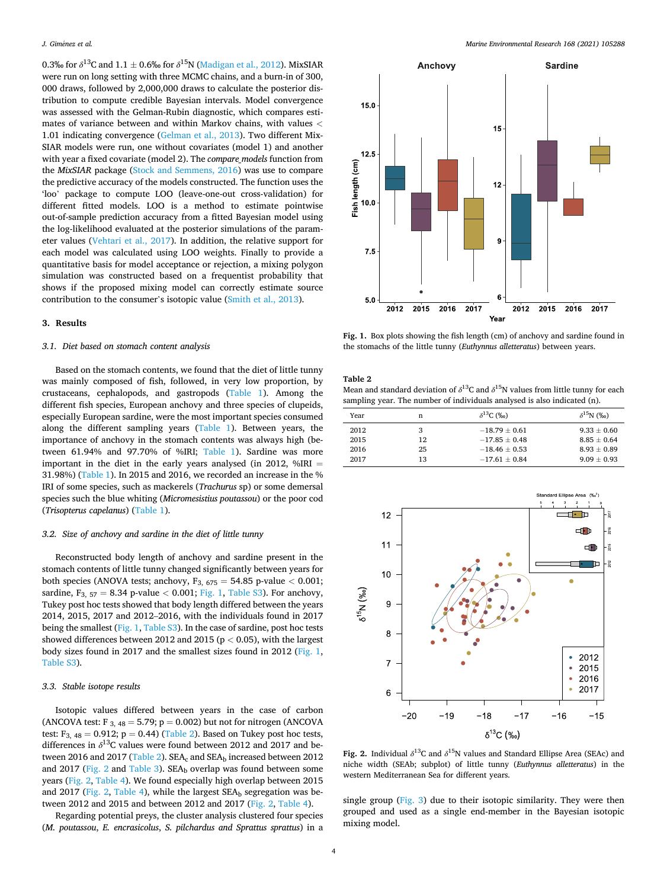0.3‰ for $\delta^{13}$C and 1.1 ± 0.6‰ for $\delta^{15}$N (Madigan et al., 2012). MixSIAR were run on long setting with three MCMC chains, and a burn-in of 300,000 draws, followed by 2,000,000 draws to calculate the posterior distribution to compute credible Bayesian intervals. Model convergence was assessed with the Gelman-Rubin diagnostic, which compares estimates of variance between and within Markov chains, with values < 1.01 indicating convergence (Gelman et al., 2013). Two different MixSIAR models were run, one without covariates (model 1) and another with year a fixed covariate (model 2). The *compare_models* function from the *MixSIAR* package (Stock and Semmens, 2016) was use to compare the predictive accuracy of the models constructed. The function uses the 'loo' package to compute LOO (leave-one-out cross-validation) for different fitted models. LOO is a method to estimate pointwise out-of-sample prediction accuracy from a fitted Bayesian model using the log-likelihood evaluated at the posterior simulations of the parameter values (Vehtari et al., 2017). In addition, the relative support for each model was calculated using LOO weights. Finally to provide a quantitative basis for model acceptance or rejection, a mixing polygon simulation was constructed based on a frequentist probability that shows if the proposed mixing model can correctly estimate source contribution to the consumer's isotopic value (Smith et al., 2013).

## 3. Results

### 3.1. Diet based on stomach content analysis

Based on the stomach contents, we found that the diet of little tunny was mainly composed of fish, followed, in very low proportion, by crustaceans, cephalopods, and gastropods (Table 1). Among the different fish species, European anchovy and three species of clupeids, especially European sardine, were the most important species consumed along the different sampling years (Table 1). Between years, the importance of anchovy in the stomach contents was always high (between 61.94% and 97.70% of %IRI; Table 1). Sardine was more important in the diet in the early years analysed (in 2012, %IRI = 31.98%) (Table 1). In 2015 and 2016, we recorded an increase in the %IRI of some species, such as mackerels (*Trachurus* sp) or some demersal species such the blue whiting (*Micromesistius poutassou*) or the poor cod (*Trisopterus capelanus*) (Table 1).

### 3.2. Size of anchovy and sardine in the diet of little tunny

Reconstructed body length of anchovy and sardine present in the stomach contents of little tunny changed significantly between years for both species (ANOVA tests; anchovy, $F_{3,\,675} = 54.85$ p-value < 0.001; sardine, $F_{3,\,57} = 8.34$ p-value < 0.001; Fig. 1, Table S3). For anchovy, Tukey post hoc tests showed that body length differed between the years 2014, 2015, 2017 and 2012–2016, with the individuals found in 2017 being the smallest (Fig. 1, Table S3). In the case of sardine, post hoc tests showed differences between 2012 and 2015 ($p < 0.05$), with the largest body sizes found in 2017 and the smallest sizes found in 2012 (Fig. 1, Table S3).

### 3.3. Stable isotope results

Isotopic values differed between years in the case of carbon (ANCOVA test: $F_{3,\,48} = 5.79$; p = 0.002) but not for nitrogen (ANCOVA test: $F_{3,\,48} = 0.912$; p = 0.44) (Table 2). Based on Tukey post hoc tests, differences in $\delta^{13}$C values were found between 2012 and 2017 and between 2016 and 2017 (Table 2). $SEA_c$ and $SEA_b$ increased between 2012 and 2017 (Fig. 2 and Table 3). $SEA_b$ overlap was found between some years (Fig. 2, Table 4). We found especially high overlap between 2015 and 2017 (Fig. 2, Table 4), while the largest $SEA_b$ segregation was between 2012 and 2015 and between 2012 and 2017 (Fig. 2, Table 4).

Regarding potential preys, the cluster analysis clustered four species (*M. poutassou*, *E. encrasicolus*, *S. pilchardus and Sprattus sprattus*) in a single group (Fig. 3) due to their isotopic similarity. They were then grouped and used as a single end-member in the Bayesian isotopic mixing model.

**Fig. 1.** Box plots showing the fish length (cm) of anchovy and sardine found in the stomachs of the little tunny (*Euthynnus alletteratus*) between years.

**Table 2**
Mean and standard deviation of $\delta^{13}$C and $\delta^{15}$N values from little tunny for each sampling year. The number of individuals analysed is also indicated (n).

| Year | n | $\delta^{13}$C (‰) | $\delta^{15}$N (‰) |
|---|---|---|---|
| 2012 | 3 | −18.79 ± 0.61 | 9.33 ± 0.60 |
| 2015 | 12 | −17.85 ± 0.48 | 8.85 ± 0.64 |
| 2016 | 25 | −18.46 ± 0.53 | 8.93 ± 0.89 |
| 2017 | 13 | −17.61 ± 0.84 | 9.09 ± 0.93 |

**Fig. 2.** Individual $\delta^{13}$C and $\delta^{15}$N values and Standard Ellipse Area (SEAc) and niche width (SEAb; subplot) of little tunny (*Euthynnus alletteratus*) in the western Mediterranean Sea for different years.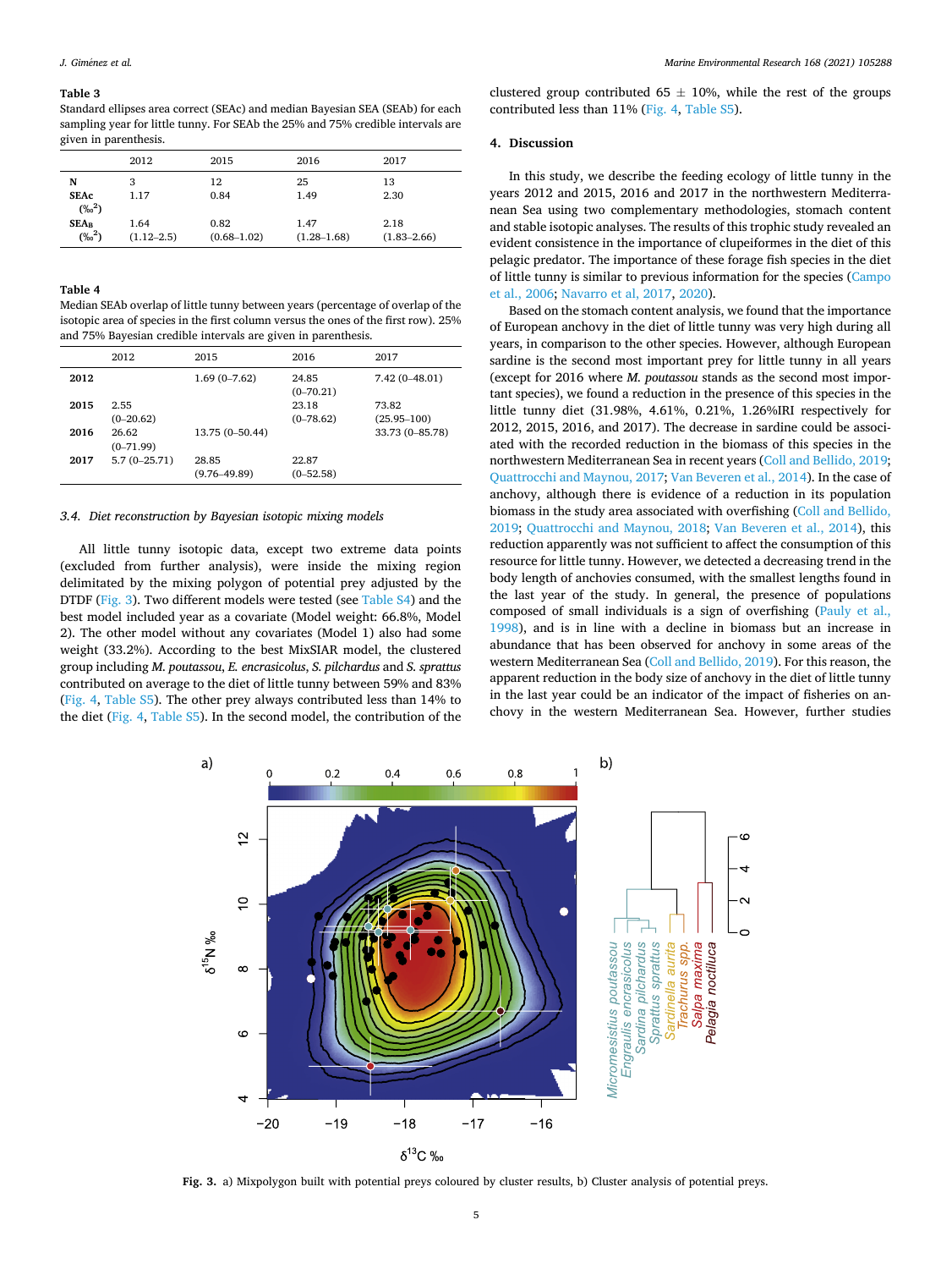**Table 3**
Standard ellipses area correct (SEAc) and median Bayesian SEA (SEAb) for each sampling year for little tunny. For SEAb the 25% and 75% credible intervals are given in parenthesis.

| | 2012 | 2015 | 2016 | 2017 |
|---|---|---|---|---|
| **N** | 3 | 12 | 25 | 13 |
| **SEAc** (‰$^2$) | 1.17 | 0.84 | 1.49 | 2.30 |
| **SEA$_B$** (‰$^2$) | 1.64 (1.12–2.5) | 0.82 (0.68–1.02) | 1.47 (1.28–1.68) | 2.18 (1.83–2.66) |

**Table 4**
Median SEAb overlap of little tunny between years (percentage of overlap of the isotopic area of species in the first column versus the ones of the first row). 25% and 75% Bayesian credible intervals are given in parenthesis.

| | 2012 | 2015 | 2016 | 2017 |
|---|---|---|---|---|
| **2012** | | 1.69 (0–7.62) | 24.85 (0–70.21) | 7.42 (0–48.01) |
| **2015** | 2.55 (0–20.62) | | 23.18 (0–78.62) | 73.82 (25.95–100) |
| **2016** | 26.62 (0–71.99) | 13.75 (0–50.44) | | 33.73 (0–85.78) |
| **2017** | 5.7 (0–25.71) | 28.85 (9.76–49.89) | 22.87 (0–52.58) | |

### 3.4. Diet reconstruction by Bayesian isotopic mixing models

All little tunny isotopic data, except two extreme data points (excluded from further analysis), were inside the mixing region delimitated by the mixing polygon of potential prey adjusted by the DTDF (Fig. 3). Two different models were tested (see Table S4) and the best model included year as a covariate (Model weight: 66.8%, Model 2). The other model without any covariates (Model 1) also had some weight (33.2%). According to the best MixSIAR model, the clustered group including *M. poutassou*, *E. encrasicolus*, *S. pilchardus* and *S. sprattus* contributed on average to the diet of little tunny between 59% and 83% (Fig. 4, Table S5). The other prey always contributed less than 14% to the diet (Fig. 4, Table S5). In the second model, the contribution of the clustered group contributed 65 ± 10%, while the rest of the groups contributed less than 11% (Fig. 4, Table S5).

## 4. Discussion

In this study, we describe the feeding ecology of little tunny in the years 2012 and 2015, 2016 and 2017 in the northwestern Mediterranean Sea using two complementary methodologies, stomach content and stable isotopic analyses. The results of this trophic study revealed an evident consistence in the importance of clupeiformes in the diet of this pelagic predator. The importance of these forage fish species in the diet of little tunny is similar to previous information for the species (Campo et al., 2006; Navarro et al, 2017, 2020).

Based on the stomach content analysis, we found that the importance of European anchovy in the diet of little tunny was very high during all years, in comparison to the other species. However, although European sardine is the second most important prey for little tunny in all years (except for 2016 where *M. poutassou* stands as the second most important species), we found a reduction in the presence of this species in the little tunny diet (31.98%, 4.61%, 0.21%, 1.26%IRI respectively for 2012, 2015, 2016, and 2017). The decrease in sardine could be associated with the recorded reduction in the biomass of this species in the northwestern Mediterranean Sea in recent years (Coll and Bellido, 2019; Quattrocchi and Maynou, 2017; Van Beveren et al., 2014). In the case of anchovy, although there is evidence of a reduction in its population biomass in the study area associated with overfishing (Coll and Bellido, 2019; Quattrocchi and Maynou, 2018; Van Beveren et al., 2014), this reduction apparently was not sufficient to affect the consumption of this resource for little tunny. However, we detected a decreasing trend in the body length of anchovies consumed, with the smallest lengths found in the last year of the study. In general, the presence of populations composed of small individuals is a sign of overfishing (Pauly et al., 1998), and is in line with a decline in biomass but an increase in abundance that has been observed for anchovy in some areas of the western Mediterranean Sea (Coll and Bellido, 2019). For this reason, the apparent reduction in the body size of anchovy in the diet of little tunny in the last year could be an indicator of the impact of fisheries on anchovy in the western Mediterranean Sea. However, further studies

**Fig. 3.** a) Mixpolygon built with potential preys coloured by cluster results, b) Cluster analysis of potential preys.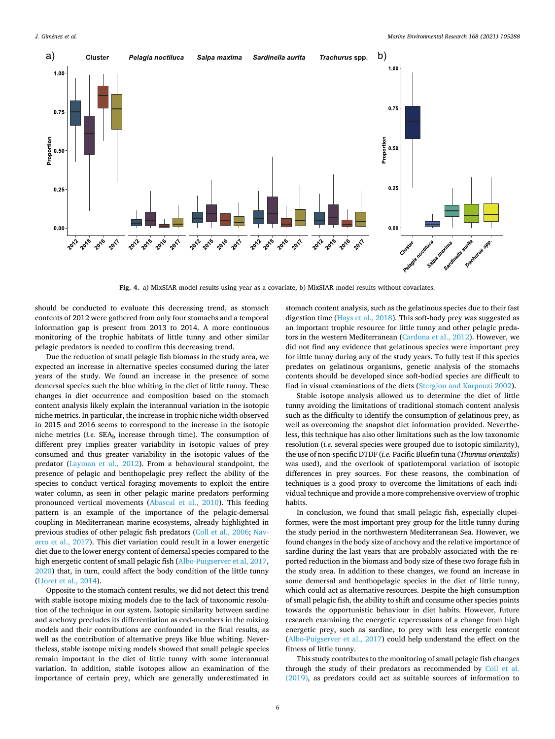**Fig. 4.** a) MixSIAR model results using year as a covariate, b) MixSIAR model results without covariates.

should be conducted to evaluate this decreasing trend, as stomach contents of 2012 were gathered from only four stomachs and a temporal information gap is present from 2013 to 2014. A more continuous monitoring of the trophic habitats of little tunny and other similar pelagic predators is needed to confirm this decreasing trend.

Due the reduction of small pelagic fish biomass in the study area, we expected an increase in alternative species consumed during the later years of the study. We found an increase in the presence of some demersal species such the blue whiting in the diet of little tunny. These changes in diet occurrence and composition based on the stomach content analysis likely explain the interannual variation in the isotopic niche metrics. In particular, the increase in trophic niche width observed in 2015 and 2016 seems to correspond to the increase in the isotopic niche metrics (*i.e.* $SEA_b$ increase through time). The consumption of different prey implies greater variability in isotopic values of prey consumed and thus greater variability in the isotopic values of the predator (Layman et al., 2012). From a behavioural standpoint, the presence of pelagic and benthopelagic prey reflect the ability of the species to conduct vertical foraging movements to exploit the entire water column, as seen in other pelagic marine predators performing pronounced vertical movements (Abascal et al., 2010). This feeding pattern is an example of the importance of the pelagic-demersal coupling in Mediterranean marine ecosystems, already highlighted in previous studies of other pelagic fish predators (Coll et al., 2006; Navarro et al., 2017). This diet variation could result in a lower energetic diet due to the lower energy content of demersal species compared to the high energetic content of small pelagic fish (Albo-Puigserver et al, 2017, 2020) that, in turn, could affect the body condition of the little tunny (Lloret et al., 2014).

Opposite to the stomach content results, we did not detect this trend with stable isotope mixing models due to the lack of taxonomic resolution of the technique in our system. Isotopic similarity between sardine and anchovy precludes its differentiation as end-members in the mixing models and their contributions are confounded in the final results, as well as the contribution of alternative preys like blue whiting. Nevertheless, stable isotope mixing models showed that small pelagic species remain important in the diet of little tunny with some interannual variation. In addition, stable isotopes allow an examination of the importance of certain prey, which are generally underestimated in stomach content analysis, such as the gelatinous species due to their fast digestion time (Hays et al., 2018). This soft-body prey was suggested as an important trophic resource for little tunny and other pelagic predators in the western Mediterranean (Cardona et al., 2012). However, we did not find any evidence that gelatinous species were important prey for little tunny during any of the study years. To fully test if this species predates on gelatinous organisms, genetic analysis of the stomachs contents should be developed since soft-bodied species are difficult to find in visual examinations of the diets (Stergiou and Karpouzi 2002).

Stable isotope analysis allowed us to determine the diet of little tunny avoiding the limitations of traditional stomach content analysis such as the difficulty to identify the consumption of gelatinous prey, as well as overcoming the snapshot diet information provided. Nevertheless, this technique has also other limitations such as the low taxonomic resolution (*i.e.* several species were grouped due to isotopic similarity), the use of non-specific DTDF (*i.e.* Pacific Bluefin tuna (*Thunnus orientalis*) was used), and the overlook of spatiotemporal variation of isotopic differences in prey sources. For these reasons, the combination of techniques is a good proxy to overcome the limitations of each individual technique and provide a more comprehensive overview of trophic habits.

In conclusion, we found that small pelagic fish, especially clupeiformes, were the most important prey group for the little tunny during the study period in the northwestern Mediterranean Sea. However, we found changes in the body size of anchovy and the relative importance of sardine during the last years that are probably associated with the reported reduction in the biomass and body size of these two forage fish in the study area. In addition to these changes, we found an increase in some demersal and benthopelagic species in the diet of little tunny, which could act as alternative resources. Despite the high consumption of small pelagic fish, the ability to shift and consume other species points towards the opportunistic behaviour in diet habits. However, future research examining the energetic repercussions of a change from high energetic prey, such as sardine, to prey with less energetic content (Albo-Puigserver et al., 2017) could help understand the effect on the fitness of little tunny.

This study contributes to the monitoring of small pelagic fish changes through the study of their predators as recommended by Coll et al. (2019), as predators could act as suitable sources of information to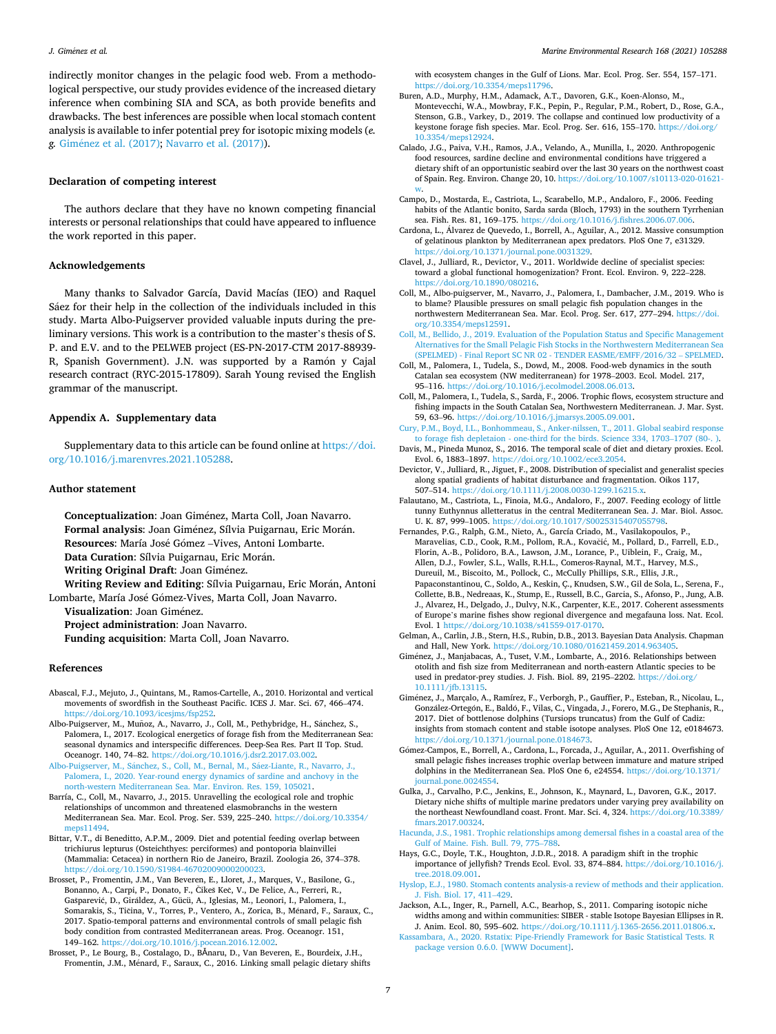indirectly monitor changes in the pelagic food web. From a methodological perspective, our study provides evidence of the increased dietary inference when combining SIA and SCA, as both provide benefits and drawbacks. The best inferences are possible when local stomach content analysis is available to infer potential prey for isotopic mixing models (*e. g.* Giménez et al. (2017); Navarro et al. (2017)).

## Declaration of competing interest

The authors declare that they have no known competing financial interests or personal relationships that could have appeared to influence the work reported in this paper.

## Acknowledgements

Many thanks to Salvador García, David Macías (IEO) and Raquel Sáez for their help in the collection of the individuals included in this study. Marta Albo-Puigserver provided valuable inputs during the preliminary versions. This work is a contribution to the master's thesis of S. P. and E.V. and to the PELWEB project (ES-PN-2017-CTM 2017-88939-R, Spanish Government). J.N. was supported by a Ramón y Cajal research contract (RYC-2015-17809). Sarah Young revised the English grammar of the manuscript.

## Appendix A. Supplementary data

Supplementary data to this article can be found online at https://doi.org/10.1016/j.marenvres.2021.105288.

## Author statement

**Conceptualization**: Joan Giménez, Marta Coll, Joan Navarro.
**Formal analysis**: Joan Giménez, Sílvia Puigarnau, Eric Morán.
**Resources**: María José Gómez –Vives, Antoni Lombarte.
**Data Curation**: Sílvia Puigarnau, Eric Morán.
**Writing Original Draft**: Joan Giménez.
**Writing Review and Editing**: Sílvia Puigarnau, Eric Morán, Antoni Lombarte, María José Gómez-Vives, Marta Coll, Joan Navarro.
**Visualization**: Joan Giménez.
**Project administration**: Joan Navarro.
**Funding acquisition**: Marta Coll, Joan Navarro.

## References

Abascal, F.J., Mejuto, J., Quintans, M., Ramos-Cartelle, A., 2010. Horizontal and vertical movements of swordfish in the Southeast Pacific. ICES J. Mar. Sci. 67, 466–474. https://doi.org/10.1093/icesjms/fsp252.

Albo-Puigserver, M., Muñoz, A., Navarro, J., Coll, M., Pethybridge, H., Sánchez, S., Palomera, I., 2017. Ecological energetics of forage fish from the Mediterranean Sea: seasonal dynamics and interspecific differences. Deep-Sea Res. Part II Top. Stud. Oceanogr. 140, 74–82. https://doi.org/10.1016/j.dsr2.2017.03.002.

Albo-Puigserver, M., Sánchez, S., Coll, M., Bernal, M., Sáez-Liante, R., Navarro, J., Palomera, I., 2020. Year-round energy dynamics of sardine and anchovy in the north-western Mediterranean Sea. Mar. Environ. Res. 159, 105021.

Barría, C., Coll, M., Navarro, J., 2015. Unravelling the ecological role and trophic relationships of uncommon and threatened elasmobranchs in the western Mediterranean Sea. Mar. Ecol. Prog. Ser. 539, 225–240. https://doi.org/10.3354/meps11494.

Bittar, V.T., di Beneditto, A.P.M., 2009. Diet and potential feeding overlap between trichiurus lepturus (Osteichthyes: perciformes) and pontoporia blainvillei (Mammalia: Cetacea) in northern Rio de Janeiro, Brazil. Zoologia 26, 374–378. https://doi.org/10.1590/S1984-46702009000200023.

Brosset, P., Fromentin, J.M., Van Beveren, E., Lloret, J., Marques, V., Basilone, G., Bonanno, A., Carpi, P., Donato, F., Čikeš Keč, V., De Felice, A., Ferreri, R., Gašparević, D., Giráldez, A., Gücü, A., Iglesias, M., Leonori, I., Palomera, I., Somarakis, S., Tičina, V., Torres, P., Ventero, A., Zorica, B., Ménard, F., Saraux, C., 2017. Spatio-temporal patterns and environmental controls of small pelagic fish body condition from contrasted Mediterranean areas. Prog. Oceanogr. 151, 149–162. https://doi.org/10.1016/j.pocean.2016.12.002.

Brosset, P., Le Bourg, B., Costalago, D., BĂnaru, D., Van Beveren, E., Bourdeix, J.H., Fromentin, J.M., Ménard, F., Saraux, C., 2016. Linking small pelagic dietary shifts with ecosystem changes in the Gulf of Lions. Mar. Ecol. Prog. Ser. 554, 157–171. https://doi.org/10.3354/meps11796.

Buren, A.D., Murphy, H.M., Adamack, A.T., Davoren, G.K., Koen-Alonso, M., Montevecchi, W.A., Mowbray, F.K., Pepin, P., Regular, P.M., Robert, D., Rose, G.A., Stenson, G.B., Varkey, D., 2019. The collapse and continued low productivity of a keystone forage fish species. Mar. Ecol. Prog. Ser. 616, 155–170. https://doi.org/10.3354/meps12924.

Calado, J.G., Paiva, V.H., Ramos, J.A., Velando, A., Munilla, I., 2020. Anthropogenic food resources, sardine decline and environmental conditions have triggered a dietary shift of an opportunistic seabird over the last 30 years on the northwest coast of Spain. Reg. Environ. Change 20, 10. https://doi.org/10.1007/s10113-020-01621-w.

Campo, D., Mostarda, E., Castriota, L., Scarabello, M.P., Andaloro, F., 2006. Feeding habits of the Atlantic bonito, Sarda sarda (Bloch, 1793) in the southern Tyrrhenian sea. Fish. Res. 81, 169–175. https://doi.org/10.1016/j.fishres.2006.07.006.

Cardona, L., Álvarez de Quevedo, I., Borrell, A., Aguilar, A., 2012. Massive consumption of gelatinous plankton by Mediterranean apex predators. PloS One 7, e31329. https://doi.org/10.1371/journal.pone.0031329.

Clavel, J., Julliard, R., Devictor, V., 2011. Worldwide decline of specialist species: toward a global functional homogenization? Front. Ecol. Environ. 9, 222–228. https://doi.org/10.1890/080216.

Coll, M., Albo-puigserver, M., Navarro, J., Palomera, I., Dambacher, J.M., 2019. Who is to blame? Plausible pressures on small pelagic fish population changes in the northwestern Mediterranean Sea. Mar. Ecol. Prog. Ser. 617, 277–294. https://doi.org/10.3354/meps12591.

Coll, M., Bellido, J., 2019. Evaluation of the Population Status and Specific Management Alternatives for the Small Pelagic Fish Stocks in the Northwestern Mediterranean Sea (SPELMED) - Final Report SC NR 02 - TENDER EASME/EMFF/2016/32 – SPELMED.

Coll, M., Palomera, I., Tudela, S., Dowd, M., 2008. Food-web dynamics in the south Catalan sea ecosystem (NW mediterranean) for 1978–2003. Ecol. Model. 217, 95–116. https://doi.org/10.1016/j.ecolmodel.2008.06.013.

Coll, M., Palomera, I., Tudela, S., Sardà, F., 2006. Trophic flows, ecosystem structure and fishing impacts in the South Catalan Sea, Northwestern Mediterranean. J. Mar. Syst. 59, 63–96. https://doi.org/10.1016/j.jmarsys.2005.09.001.

Cury, P.M., Boyd, I.L., Bonhommeau, S., Anker-nilssen, T., 2011. Global seabird response to forage fish depletaion - one-third for the birds. Science 334, 1703–1707 (80-. ).

Davis, M., Pineda Munoz, S., 2016. The temporal scale of diet and dietary proxies. Ecol. Evol. 6, 1883–1897. https://doi.org/10.1002/ece3.2054.

Devictor, V., Julliard, R., Jiguet, F., 2008. Distribution of specialist and generalist species along spatial gradients of habitat disturbance and fragmentation. Oikos 117, 507–514. https://doi.org/10.1111/j.2008.0030-1299.16215.x.

Falautano, M., Castriota, L., Finoia, M.G., Andaloro, F., 2007. Feeding ecology of little tunny Euthynnus alletteratus in the central Mediterranean Sea. J. Mar. Biol. Assoc. U. K. 87, 999–1005. https://doi.org/10.1017/S0025315407055798.

Fernandes, P.G., Ralph, G.M., Nieto, A., García Criado, M., Vasilakopoulos, P., Maravelias, C.D., Cook, R.M., Pollom, R.A., Kovačić, M., Pollard, D., Farrell, E.D., Florin, A.-B., Polidoro, B.A., Lawson, J.M., Lorance, P., Uiblein, F., Craig, M., Allen, D.J., Fowler, S.L., Walls, R.H.L., Comeros-Raynal, M.T., Harvey, M.S., Dureuil, M., Biscoito, M., Pollock, C., McCully Phillips, S.R., Ellis, J.R., Papaconstantinou, C., Soldo, A., Keskin, Ç., Knudsen, S.W., Gil de Sola, L., Serena, F., Collette, B.B., Nedreaas, K., Stump, E., Russell, B.C., Garcia, S., Afonso, P., Jung, A.B. J., Alvarez, H., Delgado, J., Dulvy, N.K., Carpenter, K.E., 2017. Coherent assessments of Europe's marine fishes show regional divergence and megafauna loss. Nat. Ecol. Evol. 1 https://doi.org/10.1038/s41559-017-0170.

Gelman, A., Carlin, J.B., Stern, H.S., Rubin, D.B., 2013. Bayesian Data Analysis. Chapman and Hall, New York. https://doi.org/10.1080/01621459.2014.963405.

Giménez, J., Manjabacas, A., Tuset, V.M., Lombarte, A., 2016. Relationships between otolith and fish size from Mediterranean and north-eastern Atlantic species to be used in predator-prey studies. J. Fish. Biol. 89, 2195–2202. https://doi.org/10.1111/jfb.13115.

Giménez, J., Marçalo, A., Ramírez, F., Verborgh, P., Gauffier, P., Esteban, R., Nicolau, L., González-Ortegón, E., Baldó, F., Vilas, C., Vingada, J., Forero, M.G., De Stephanis, R., 2017. Diet of bottlenose dolphins (Tursiops truncatus) from the Gulf of Cadiz: insights from stomach content and stable isotope analyses. PloS One 12, e0184673. https://doi.org/10.1371/journal.pone.0184673.

Gómez-Campos, E., Borrell, A., Cardona, L., Forcada, J., Aguilar, A., 2011. Overfishing of small pelagic fishes increases trophic overlap between immature and mature striped dolphins in the Mediterranean Sea. PloS One 6, e24554. https://doi.org/10.1371/journal.pone.0024554.

Gulka, J., Carvalho, P.C., Jenkins, E., Johnson, K., Maynard, L., Davoren, G.K., 2017. Dietary niche shifts of multiple marine predators under varying prey availability on the northeast Newfoundland coast. Front. Mar. Sci. 4, 324. https://doi.org/10.3389/fmars.2017.00324.

Hacunda, J.S., 1981. Trophic relationships among demersal fishes in a coastal area of the Gulf of Maine. Fish. Bull. 79, 775–788.

Hays, G.C., Doyle, T.K., Houghton, J.D.R., 2018. A paradigm shift in the trophic importance of jellyfish? Trends Ecol. Evol. 33, 874–884. https://doi.org/10.1016/j.tree.2018.09.001.

Hyslop, E.J., 1980. Stomach contents analysis-a review of methods and their application. J. Fish. Biol. 17, 411–429.

Jackson, A.L., Inger, R., Parnell, A.C., Bearhop, S., 2011. Comparing isotopic niche widths among and within communities: SIBER - stable Isotope Bayesian Ellipses in R. J. Anim. Ecol. 80, 595–602. https://doi.org/10.1111/j.1365-2656.2011.01806.x.

Kassambara, A., 2020. Rstatix: Pipe-Friendly Framework for Basic Statistical Tests. R package version 0.6.0. [WWW Document].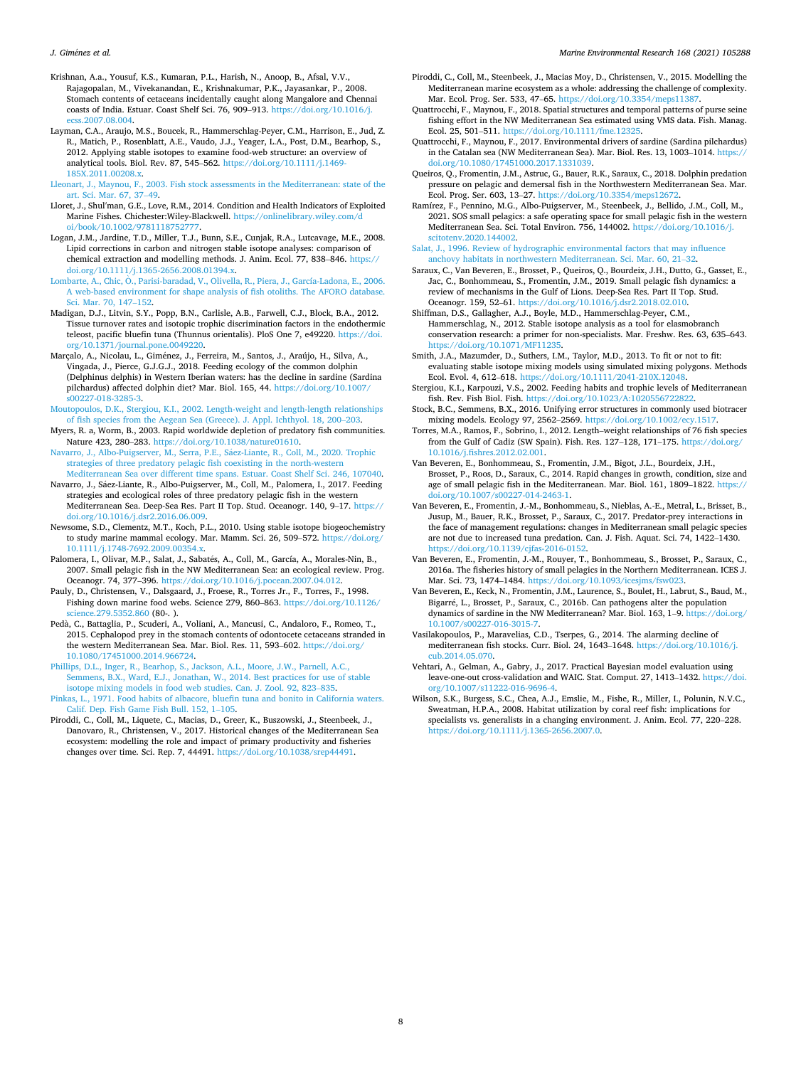Krishnan, A.a., Yousuf, K.S., Kumaran, P.L., Harish, N., Anoop, B., Afsal, V.V., Rajagopalan, M., Vivekanandan, E., Krishnakumar, P.K., Jayasankar, P., 2008. Stomach contents of cetaceans incidentally caught along Mangalore and Chennai coasts of India. Estuar. Coast Shelf Sci. 76, 909–913. https://doi.org/10.1016/j.ecss.2007.08.004.

Layman, C.A., Araujo, M.S., Boucek, R., Hammerschlag-Peyer, C.M., Harrison, E., Jud, Z.R., Matich, P., Rosenblatt, A.E., Vaudo, J.J., Yeager, L.A., Post, D.M., Bearhop, S., 2012. Applying stable isotopes to examine food-web structure: an overview of analytical tools. Biol. Rev. 87, 545–562. https://doi.org/10.1111/j.1469-185X.2011.00208.x.

Lleonart, J., Maynou, F., 2003. Fish stock assessments in the Mediterranean: state of the art. Sci. Mar. 67, 37–49.

Lloret, J., Shul'man, G.E., Love, R.M., 2014. Condition and Health Indicators of Exploited Marine Fishes. Chichester:Wiley-Blackwell. https://onlinelibrary.wiley.com/doi/book/10.1002/9781118752777.

Logan, J.M., Jardine, T.D., Miller, T.J., Bunn, S.E., Cunjak, R.A., Lutcavage, M.E., 2008. Lipid corrections in carbon and nitrogen stable isotope analyses: comparison of chemical extraction and modelling methods. J. Anim. Ecol. 77, 838–846. https://doi.org/10.1111/j.1365-2656.2008.01394.x.

Lombarte, A., Chic, Ò., Parisi-baradad, V., Olivella, R., Piera, J., García-Ladona, E., 2006. A web-based environment for shape analysis of fish otoliths. The AFORO database. Sci. Mar. 70, 147–152.

Madigan, D.J., Litvin, S.Y., Popp, B.N., Carlisle, A.B., Farwell, C.J., Block, B.A., 2012. Tissue turnover rates and isotopic trophic discrimination factors in the endothermic teleost, pacific bluefin tuna (Thunnus orientalis). PloS One 7, e49220. https://doi.org/10.1371/journal.pone.0049220.

Marçalo, A., Nicolau, L., Giménez, J., Ferreira, M., Santos, J., Araújo, H., Silva, A., Vingada, J., Pierce, G.J.G.J., 2018. Feeding ecology of the common dolphin (Delphinus delphis) in Western Iberian waters: has the decline in sardine (Sardina pilchardus) affected dolphin diet? Mar. Biol. 165, 44. https://doi.org/10.1007/s00227-018-3285-3.

Moutopoulos, D.K., Stergiou, K.I., 2002. Length-weight and length-length relationships of fish species from the Aegean Sea (Greece). J. Appl. Ichthyol. 18, 200–203.

Myers, R. a, Worm, B., 2003. Rapid worldwide depletion of predatory fish communities. Nature 423, 280–283. https://doi.org/10.1038/nature01610.

Navarro, J., Albo-Puigserver, M., Serra, P.E., Sáez-Liante, R., Coll, M., 2020. Trophic strategies of three predatory pelagic fish coexisting in the north-western Mediterranean Sea over different time spans. Estuar. Coast Shelf Sci. 246, 107040.

Navarro, J., Sáez-Liante, R., Albo-Puigserver, M., Coll, M., Palomera, I., 2017. Feeding strategies and ecological roles of three predatory pelagic fish in the western Mediterranean Sea. Deep-Sea Res. Part II Top. Stud. Oceanogr. 140, 9–17. https://doi.org/10.1016/j.dsr2.2016.06.009.

Newsome, S.D., Clementz, M.T., Koch, P.L., 2010. Using stable isotope biogeochemistry to study marine mammal ecology. Mar. Mamm. Sci. 26, 509–572. https://doi.org/10.1111/j.1748-7692.2009.00354.x.

Palomera, I., Olivar, M.P., Salat, J., Sabatés, A., Coll, M., García, A., Morales-Nin, B., 2007. Small pelagic fish in the NW Mediterranean Sea: an ecological review. Prog. Oceanogr. 74, 377–396. https://doi.org/10.1016/j.pocean.2007.04.012.

Pauly, D., Christensen, V., Dalsgaard, J., Froese, R., Torres Jr., F., Torres, F., 1998. Fishing down marine food webs. Science 279, 860–863. https://doi.org/10.1126/science.279.5352.860 (80-. ).

Pedà, C., Battaglia, P., Scuderi, A., Voliani, A., Mancusi, C., Andaloro, F., Romeo, T., 2015. Cephalopod prey in the stomach contents of odontocete cetaceans stranded in the western Mediterranean Sea. Mar. Biol. Res. 11, 593–602. https://doi.org/10.1080/17451000.2014.966724.

Phillips, D.L., Inger, R., Bearhop, S., Jackson, A.L., Moore, J.W., Parnell, A.C., Semmens, B.X., Ward, E.J., Jonathan, W., 2014. Best practices for use of stable isotope mixing models in food web studies. Can. J. Zool. 92, 823–835.

Pinkas, L., 1971. Food habits of albacore, bluefin tuna and bonito in California waters. Calif. Dep. Fish Game Fish Bull. 152, 1–105.

Piroddi, C., Coll, M., Liquete, C., Macias, D., Greer, K., Buszowski, J., Steenbeek, J., Danovaro, R., Christensen, V., 2017. Historical changes of the Mediterranean Sea ecosystem: modelling the role and impact of primary productivity and fisheries changes over time. Sci. Rep. 7, 44491. https://doi.org/10.1038/srep44491.

Piroddi, C., Coll, M., Steenbeek, J., Macias Moy, D., Christensen, V., 2015. Modelling the Mediterranean marine ecosystem as a whole: addressing the challenge of complexity. Mar. Ecol. Prog. Ser. 533, 47–65. https://doi.org/10.3354/meps11387.

Quattrocchi, F., Maynou, F., 2018. Spatial structures and temporal patterns of purse seine fishing effort in the NW Mediterranean Sea estimated using VMS data. Fish. Manag. Ecol. 25, 501–511. https://doi.org/10.1111/fme.12325.

Quattrocchi, F., Maynou, F., 2017. Environmental drivers of sardine (Sardina pilchardus) in the Catalan sea (NW Mediterranean Sea). Mar. Biol. Res. 13, 1003–1014. https://doi.org/10.1080/17451000.2017.1331039.

Queiros, Q., Fromentin, J.M., Astruc, G., Bauer, R.K., Saraux, C., 2018. Dolphin predation pressure on pelagic and demersal fish in the Northwestern Mediterranean Sea. Mar. Ecol. Prog. Ser. 603, 13–27. https://doi.org/10.3354/meps12672.

Ramírez, F., Pennino, M.G., Albo-Puigserver, M., Steenbeek, J., Bellido, J.M., Coll, M., 2021. SOS small pelagics: a safe operating space for small pelagic fish in the western Mediterranean Sea. Sci. Total Environ. 756, 144002. https://doi.org/10.1016/j.scitotenv.2020.144002.

Salat, J., 1996. Review of hydrographic environmental factors that may influence anchovy habitats in northwestern Mediterranean. Sci. Mar. 60, 21–32.

Saraux, C., Van Beveren, E., Brosset, P., Queiros, Q., Bourdeix, J.H., Dutto, G., Gasset, E., Jac, C., Bonhommeau, S., Fromentin, J.M., 2019. Small pelagic fish dynamics: a review of mechanisms in the Gulf of Lions. Deep-Sea Res. Part II Top. Stud. Oceanogr. 159, 52–61. https://doi.org/10.1016/j.dsr2.2018.02.010.

Shiffman, D.S., Gallagher, A.J., Boyle, M.D., Hammerschlag-Peyer, C.M., Hammerschlag, N., 2012. Stable isotope analysis as a tool for elasmobranch conservation research: a primer for non-specialists. Mar. Freshw. Res. 63, 635–643. https://doi.org/10.1071/MF11235.

Smith, J.A., Mazumder, D., Suthers, I.M., Taylor, M.D., 2013. To fit or not to fit: evaluating stable isotope mixing models using simulated mixing polygons. Methods Ecol. Evol. 4, 612–618. https://doi.org/10.1111/2041-210X.12048.

Stergiou, K.I., Karpouzi, V.S., 2002. Feeding habits and trophic levels of Mediterranean fish. Rev. Fish Biol. Fish. https://doi.org/10.1023/A:1020556722822.

Stock, B.C., Semmens, B.X., 2016. Unifying error structures in commonly used biotracer mixing models. Ecology 97, 2562–2569. https://doi.org/10.1002/ecy.1517.

Torres, M.A., Ramos, F., Sobrino, I., 2012. Length–weight relationships of 76 fish species from the Gulf of Cadiz (SW Spain). Fish. Res. 127–128, 171–175. https://doi.org/10.1016/j.fishres.2012.02.001.

Van Beveren, E., Bonhommeau, S., Fromentin, J.M., Bigot, J.L., Bourdeix, J.H., Brosset, P., Roos, D., Saraux, C., 2014. Rapid changes in growth, condition, size and age of small pelagic fish in the Mediterranean. Mar. Biol. 161, 1809–1822. https://doi.org/10.1007/s00227-014-2463-1.

Van Beveren, E., Fromentin, J.-M., Bonhommeau, S., Nieblas, A.-E., Metral, L., Brisset, B., Jusup, M., Bauer, R.K., Brosset, P., Saraux, C., 2017. Predator-prey interactions in the face of management regulations: changes in Mediterranean small pelagic species are not due to increased tuna predation. Can. J. Fish. Aquat. Sci. 74, 1422–1430. https://doi.org/10.1139/cjfas-2016-0152.

Van Beveren, E., Fromentin, J.-M., Rouyer, T., Bonhommeau, S., Brosset, P., Saraux, C., 2016a. The fisheries history of small pelagics in the Northern Mediterranean. ICES J. Mar. Sci. 73, 1474–1484. https://doi.org/10.1093/icesjms/fsw023.

Van Beveren, E., Keck, N., Fromentin, J.M., Laurence, S., Boulet, H., Labrut, S., Baud, M., Bigarré, L., Brosset, P., Saraux, C., 2016b. Can pathogens alter the population dynamics of sardine in the NW Mediterranean? Mar. Biol. 163, 1–9. https://doi.org/10.1007/s00227-016-3015-7.

Vasilakopoulos, P., Maravelias, C.D., Tserpes, G., 2014. The alarming decline of mediterranean fish stocks. Curr. Biol. 24, 1643–1648. https://doi.org/10.1016/j.cub.2014.05.070.

Vehtari, A., Gelman, A., Gabry, J., 2017. Practical Bayesian model evaluation using leave-one-out cross-validation and WAIC. Stat. Comput. 27, 1413–1432. https://doi.org/10.1007/s11222-016-9696-4.

Wilson, S.K., Burgess, S.C., Chea, A.J., Emslie, M., Fishe, R., Miller, I., Polunin, N.V.C., Sweatman, H.P.A., 2008. Habitat utilization by coral reef fish: implications for specialists vs. generalists in a changing environment. J. Anim. Ecol. 77, 220–228. https://doi.org/10.1111/j.1365-2656.2007.0.